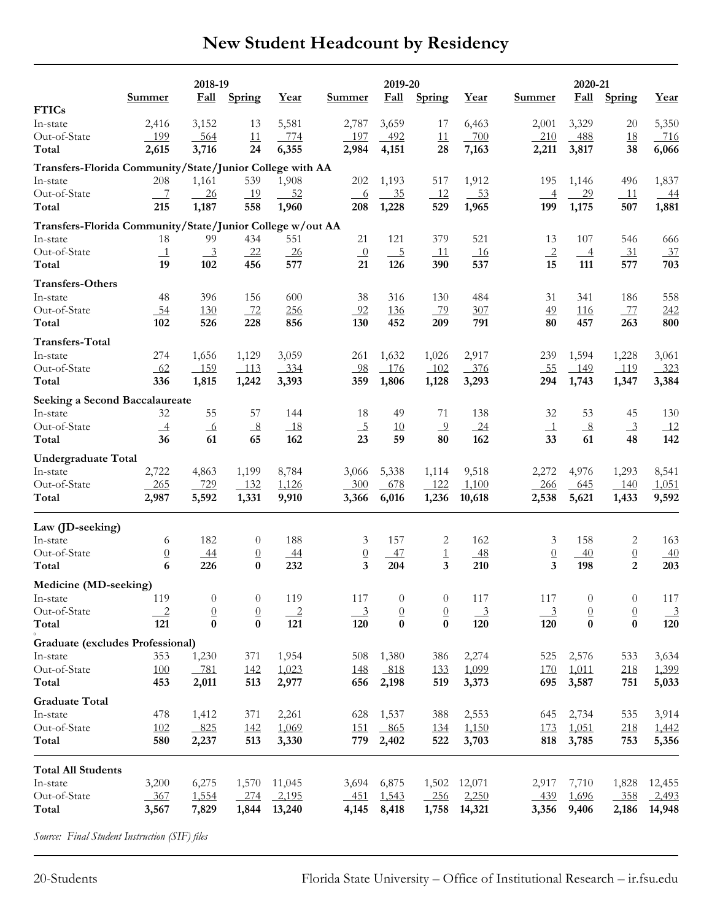# New Student Headcount by Residency

| | 2018-19 | | | | 2019-20 | | | | 2020-21 | | | |
|---|---|---|---|---|---|---|---|---|---|---|---|---|
| | Summer | Fall | Spring | Year | Summer | Fall | Spring | Year | Summer | Fall | Spring | Year |
| **FTICs** | | | | | | | | | | | | |
| In-state | 2,416 | 3,152 | 13 | 5,581 | 2,787 | 3,659 | 17 | 6,463 | 2,001 | 3,329 | 20 | 5,350 |
| Out-of-State | 199 | 564 | 11 | 774 | 197 | 492 | 11 | 700 | 210 | 488 | 18 | 716 |
| **Total** | **2,615** | **3,716** | **24** | **6,355** | **2,984** | **4,151** | **28** | **7,163** | **2,211** | **3,817** | **38** | **6,066** |
| **Transfers-Florida Community/State/Junior College with AA** | | | | | | | | | | | | |
| In-state | 208 | 1,161 | 539 | 1,908 | 202 | 1,193 | 517 | 1,912 | 195 | 1,146 | 496 | 1,837 |
| Out-of-State | 7 | 26 | 19 | 52 | 6 | 35 | 12 | 53 | 4 | 29 | 11 | 44 |
| **Total** | **215** | **1,187** | **558** | **1,960** | **208** | **1,228** | **529** | **1,965** | **199** | **1,175** | **507** | **1,881** |
| **Transfers-Florida Community/State/Junior College w/out AA** | | | | | | | | | | | | |
| In-state | 18 | 99 | 434 | 551 | 21 | 121 | 379 | 521 | 13 | 107 | 546 | 666 |
| Out-of-State | 1 | 3 | 22 | 26 | 0 | 5 | 11 | 16 | 2 | 4 | 31 | 37 |
| **Total** | **19** | **102** | **456** | **577** | **21** | **126** | **390** | **537** | **15** | **111** | **577** | **703** |
| **Transfers-Others** | | | | | | | | | | | | |
| In-state | 48 | 396 | 156 | 600 | 38 | 316 | 130 | 484 | 31 | 341 | 186 | 558 |
| Out-of-State | 54 | 130 | 72 | 256 | 92 | 136 | 79 | 307 | 49 | 116 | 77 | 242 |
| **Total** | **102** | **526** | **228** | **856** | **130** | **452** | **209** | **791** | **80** | **457** | **263** | **800** |
| **Transfers-Total** | | | | | | | | | | | | |
| In-state | 274 | 1,656 | 1,129 | 3,059 | 261 | 1,632 | 1,026 | 2,917 | 239 | 1,594 | 1,228 | 3,061 |
| Out-of-State | 62 | 159 | 113 | 334 | 98 | 176 | 102 | 376 | 55 | 149 | 119 | 323 |
| **Total** | **336** | **1,815** | **1,242** | **3,393** | **359** | **1,806** | **1,128** | **3,293** | **294** | **1,743** | **1,347** | **3,384** |
| **Seeking a Second Baccalaureate** | | | | | | | | | | | | |
| In-state | 32 | 55 | 57 | 144 | 18 | 49 | 71 | 138 | 32 | 53 | 45 | 130 |
| Out-of-State | 4 | 6 | 8 | 18 | 5 | 10 | 9 | 24 | 1 | 8 | 3 | 12 |
| **Total** | **36** | **61** | **65** | **162** | **23** | **59** | **80** | **162** | **33** | **61** | **48** | **142** |
| **Undergraduate Total** | | | | | | | | | | | | |
| In-state | 2,722 | 4,863 | 1,199 | 8,784 | 3,066 | 5,338 | 1,114 | 9,518 | 2,272 | 4,976 | 1,293 | 8,541 |
| Out-of-State | 265 | 729 | 132 | 1,126 | 300 | 678 | 122 | 1,100 | 266 | 645 | 140 | 1,051 |
| **Total** | **2,987** | **5,592** | **1,331** | **9,910** | **3,366** | **6,016** | **1,236** | **10,618** | **2,538** | **5,621** | **1,433** | **9,592** |
| **Law (JD-seeking)** | | | | | | | | | | | | |
| In-state | 6 | 182 | 0 | 188 | 3 | 157 | 2 | 162 | 3 | 158 | 2 | 163 |
| Out-of-State | 0 | 44 | 0 | 44 | 0 | 47 | 1 | 48 | 0 | 40 | 0 | 40 |
| **Total** | **6** | **226** | **0** | **232** | **3** | **204** | **3** | **210** | **3** | **198** | **2** | **203** |
| **Medicine (MD-seeking)** | | | | | | | | | | | | |
| In-state | 119 | 0 | 0 | 119 | 117 | 0 | 0 | 117 | 117 | 0 | 0 | 117 |
| Out-of-State | 2 | 0 | 0 | 2 | 3 | 0 | 0 | 3 | 3 | 0 | 0 | 3 |
| **Total** | **121** | **0** | **0** | **121** | **120** | **0** | **0** | **120** | **120** | **0** | **0** | **120** |
| **Graduate (excludes Professional)** | | | | | | | | | | | | |
| In-state | 353 | 1,230 | 371 | 1,954 | 508 | 1,380 | 386 | 2,274 | 525 | 2,576 | 533 | 3,634 |
| Out-of-State | 100 | 781 | 142 | 1,023 | 148 | 818 | 133 | 1,099 | 170 | 1,011 | 218 | 1,399 |
| **Total** | **453** | **2,011** | **513** | **2,977** | **656** | **2,198** | **519** | **3,373** | **695** | **3,587** | **751** | **5,033** |
| **Graduate Total** | | | | | | | | | | | | |
| In-state | 478 | 1,412 | 371 | 2,261 | 628 | 1,537 | 388 | 2,553 | 645 | 2,734 | 535 | 3,914 |
| Out-of-State | 102 | 825 | 142 | 1,069 | 151 | 865 | 134 | 1,150 | 173 | 1,051 | 218 | 1,442 |
| **Total** | **580** | **2,237** | **513** | **3,330** | **779** | **2,402** | **522** | **3,703** | **818** | **3,785** | **753** | **5,356** |
| **Total All Students** | | | | | | | | | | | | |
| In-state | 3,200 | 6,275 | 1,570 | 11,045 | 3,694 | 6,875 | 1,502 | 12,071 | 2,917 | 7,710 | 1,828 | 12,455 |
| Out-of-State | 367 | 1,554 | 274 | 2,195 | 451 | 1,543 | 256 | 2,250 | 439 | 1,696 | 358 | 2,493 |
| **Total** | **3,567** | **7,829** | **1,844** | **13,240** | **4,145** | **8,418** | **1,758** | **14,321** | **3,356** | **9,406** | **2,186** | **14,948** |

*Source: Final Student Instruction (SIF) files*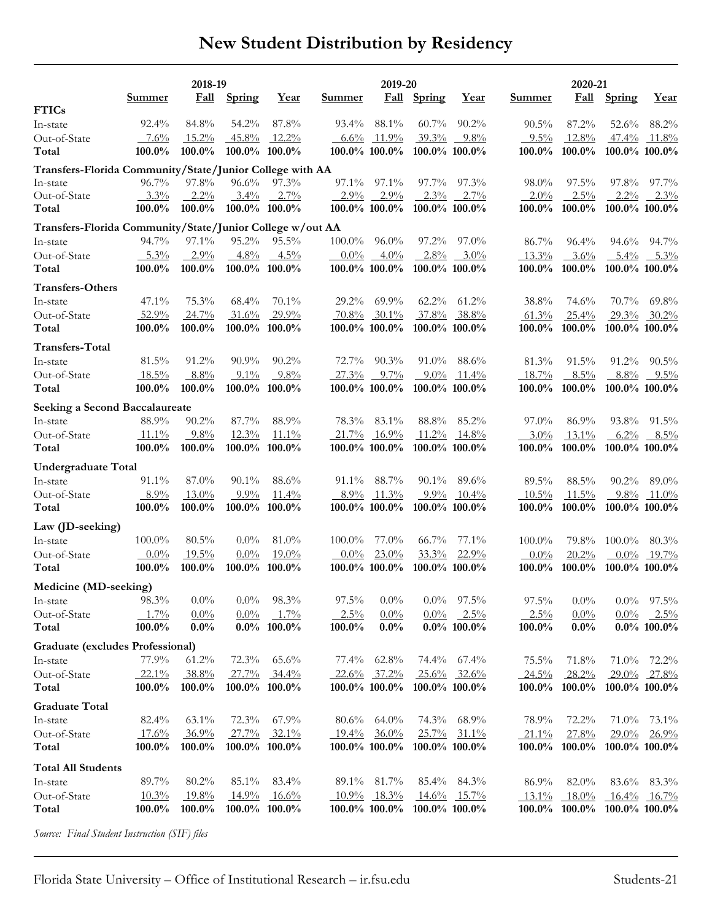# New Student Distribution by Residency

| | 2018-19 | | | | 2019-20 | | | | 2020-21 | | | |
|---|---|---|---|---|---|---|---|---|---|---|---|---|
| | Summer | Fall | Spring | Year | Summer | Fall | Spring | Year | Summer | Fall | Spring | Year |
| **FTICs** | | | | | | | | | | | | |
| In-state | 92.4% | 84.8% | 54.2% | 87.8% | 93.4% | 88.1% | 60.7% | 90.2% | 90.5% | 87.2% | 52.6% | 88.2% |
| Out-of-State | 7.6% | 15.2% | 45.8% | 12.2% | 6.6% | 11.9% | 39.3% | 9.8% | 9.5% | 12.8% | 47.4% | 11.8% |
| **Total** | **100.0%** | **100.0%** | **100.0%** | **100.0%** | **100.0%** | **100.0%** | **100.0%** | **100.0%** | **100.0%** | **100.0%** | **100.0%** | **100.0%** |
| **Transfers-Florida Community/State/Junior College with AA** | | | | | | | | | | | | |
| In-state | 96.7% | 97.8% | 96.6% | 97.3% | 97.1% | 97.1% | 97.7% | 97.3% | 98.0% | 97.5% | 97.8% | 97.7% |
| Out-of-State | 3.3% | 2.2% | 3.4% | 2.7% | 2.9% | 2.9% | 2.3% | 2.7% | 2.0% | 2.5% | 2.2% | 2.3% |
| **Total** | **100.0%** | **100.0%** | **100.0%** | **100.0%** | **100.0%** | **100.0%** | **100.0%** | **100.0%** | **100.0%** | **100.0%** | **100.0%** | **100.0%** |
| **Transfers-Florida Community/State/Junior College w/out AA** | | | | | | | | | | | | |
| In-state | 94.7% | 97.1% | 95.2% | 95.5% | 100.0% | 96.0% | 97.2% | 97.0% | 86.7% | 96.4% | 94.6% | 94.7% |
| Out-of-State | 5.3% | 2.9% | 4.8% | 4.5% | 0.0% | 4.0% | 2.8% | 3.0% | 13.3% | 3.6% | 5.4% | 5.3% |
| **Total** | **100.0%** | **100.0%** | **100.0%** | **100.0%** | **100.0%** | **100.0%** | **100.0%** | **100.0%** | **100.0%** | **100.0%** | **100.0%** | **100.0%** |
| **Transfers-Others** | | | | | | | | | | | | |
| In-state | 47.1% | 75.3% | 68.4% | 70.1% | 29.2% | 69.9% | 62.2% | 61.2% | 38.8% | 74.6% | 70.7% | 69.8% |
| Out-of-State | 52.9% | 24.7% | 31.6% | 29.9% | 70.8% | 30.1% | 37.8% | 38.8% | 61.3% | 25.4% | 29.3% | 30.2% |
| **Total** | **100.0%** | **100.0%** | **100.0%** | **100.0%** | **100.0%** | **100.0%** | **100.0%** | **100.0%** | **100.0%** | **100.0%** | **100.0%** | **100.0%** |
| **Transfers-Total** | | | | | | | | | | | | |
| In-state | 81.5% | 91.2% | 90.9% | 90.2% | 72.7% | 90.3% | 91.0% | 88.6% | 81.3% | 91.5% | 91.2% | 90.5% |
| Out-of-State | 18.5% | 8.8% | 9.1% | 9.8% | 27.3% | 9.7% | 9.0% | 11.4% | 18.7% | 8.5% | 8.8% | 9.5% |
| **Total** | **100.0%** | **100.0%** | **100.0%** | **100.0%** | **100.0%** | **100.0%** | **100.0%** | **100.0%** | **100.0%** | **100.0%** | **100.0%** | **100.0%** |
| **Seeking a Second Baccalaureate** | | | | | | | | | | | | |
| In-state | 88.9% | 90.2% | 87.7% | 88.9% | 78.3% | 83.1% | 88.8% | 85.2% | 97.0% | 86.9% | 93.8% | 91.5% |
| Out-of-State | 11.1% | 9.8% | 12.3% | 11.1% | 21.7% | 16.9% | 11.2% | 14.8% | 3.0% | 13.1% | 6.2% | 8.5% |
| **Total** | **100.0%** | **100.0%** | **100.0%** | **100.0%** | **100.0%** | **100.0%** | **100.0%** | **100.0%** | **100.0%** | **100.0%** | **100.0%** | **100.0%** |
| **Undergraduate Total** | | | | | | | | | | | | |
| In-state | 91.1% | 87.0% | 90.1% | 88.6% | 91.1% | 88.7% | 90.1% | 89.6% | 89.5% | 88.5% | 90.2% | 89.0% |
| Out-of-State | 8.9% | 13.0% | 9.9% | 11.4% | 8.9% | 11.3% | 9.9% | 10.4% | 10.5% | 11.5% | 9.8% | 11.0% |
| **Total** | **100.0%** | **100.0%** | **100.0%** | **100.0%** | **100.0%** | **100.0%** | **100.0%** | **100.0%** | **100.0%** | **100.0%** | **100.0%** | **100.0%** |
| **Law (JD-seeking)** | | | | | | | | | | | | |
| In-state | 100.0% | 80.5% | 0.0% | 81.0% | 100.0% | 77.0% | 66.7% | 77.1% | 100.0% | 79.8% | 100.0% | 80.3% |
| Out-of-State | 0.0% | 19.5% | 0.0% | 19.0% | 0.0% | 23.0% | 33.3% | 22.9% | 0.0% | 20.2% | 0.0% | 19.7% |
| **Total** | **100.0%** | **100.0%** | **100.0%** | **100.0%** | **100.0%** | **100.0%** | **100.0%** | **100.0%** | **100.0%** | **100.0%** | **100.0%** | **100.0%** |
| **Medicine (MD-seeking)** | | | | | | | | | | | | |
| In-state | 98.3% | 0.0% | 0.0% | 98.3% | 97.5% | 0.0% | 0.0% | 97.5% | 97.5% | 0.0% | 0.0% | 97.5% |
| Out-of-State | 1.7% | 0.0% | 0.0% | 1.7% | 2.5% | 0.0% | 0.0% | 2.5% | 2.5% | 0.0% | 0.0% | 2.5% |
| **Total** | **100.0%** | **0.0%** | **0.0%** | **100.0%** | **100.0%** | **0.0%** | **0.0%** | **100.0%** | **100.0%** | **0.0%** | **0.0%** | **100.0%** |
| **Graduate (excludes Professional)** | | | | | | | | | | | | |
| In-state | 77.9% | 61.2% | 72.3% | 65.6% | 77.4% | 62.8% | 74.4% | 67.4% | 75.5% | 71.8% | 71.0% | 72.2% |
| Out-of-State | 22.1% | 38.8% | 27.7% | 34.4% | 22.6% | 37.2% | 25.6% | 32.6% | 24.5% | 28.2% | 29.0% | 27.8% |
| **Total** | **100.0%** | **100.0%** | **100.0%** | **100.0%** | **100.0%** | **100.0%** | **100.0%** | **100.0%** | **100.0%** | **100.0%** | **100.0%** | **100.0%** |
| **Graduate Total** | | | | | | | | | | | | |
| In-state | 82.4% | 63.1% | 72.3% | 67.9% | 80.6% | 64.0% | 74.3% | 68.9% | 78.9% | 72.2% | 71.0% | 73.1% |
| Out-of-State | 17.6% | 36.9% | 27.7% | 32.1% | 19.4% | 36.0% | 25.7% | 31.1% | 21.1% | 27.8% | 29.0% | 26.9% |
| **Total** | **100.0%** | **100.0%** | **100.0%** | **100.0%** | **100.0%** | **100.0%** | **100.0%** | **100.0%** | **100.0%** | **100.0%** | **100.0%** | **100.0%** |
| **Total All Students** | | | | | | | | | | | | |
| In-state | 89.7% | 80.2% | 85.1% | 83.4% | 89.1% | 81.7% | 85.4% | 84.3% | 86.9% | 82.0% | 83.6% | 83.3% |
| Out-of-State | 10.3% | 19.8% | 14.9% | 16.6% | 10.9% | 18.3% | 14.6% | 15.7% | 13.1% | 18.0% | 16.4% | 16.7% |
| **Total** | **100.0%** | **100.0%** | **100.0%** | **100.0%** | **100.0%** | **100.0%** | **100.0%** | **100.0%** | **100.0%** | **100.0%** | **100.0%** | **100.0%** |

*Source: Final Student Instruction (SIF) files*